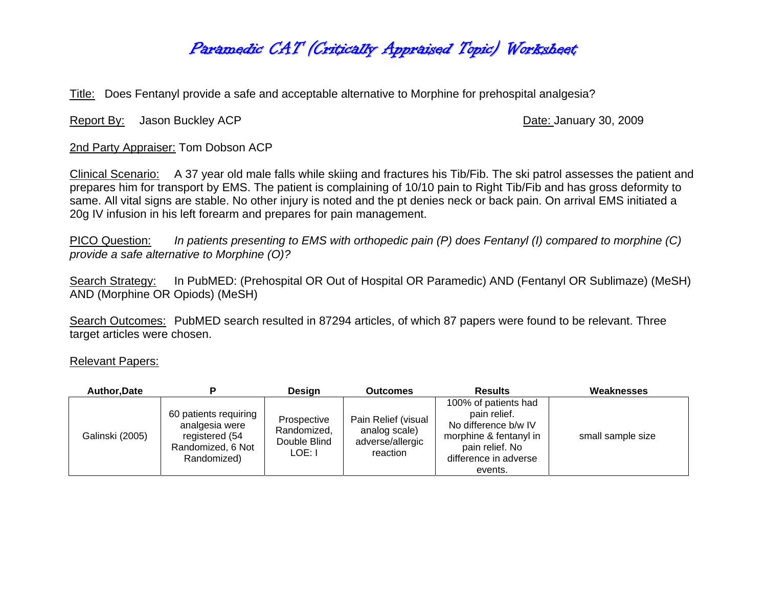# Paramedic CAT (Critically Appraised Topic) Worksheet

Title: Does Fentanyl provide a safe and acceptable alternative to Morphine for prehospital analgesia?

Report By: Jason Buckley ACP

Date: January 30, 2009

2nd Party Appraiser: Tom Dobson ACP

Clinical Scenario: A 37 year old male falls while skiing and fractures his Tib/Fib. The ski patrol assesses the patient and prepares him for transport by EMS. The patient is complaining of 10/10 pain to Right Tib/Fib and has gross deformity to same. All vital signs are stable. No other injury is noted and the pt denies neck or back pain. On arrival EMS initiated a 20g IV infusion in his left forearm and prepares for pain management.

PICO Question: *In patients presenting to EMS with orthopedic pain (P) does Fentanyl (I) compared to morphine (C) provide a safe alternative to Morphine (O)?*

Search Strategy: In PubMED: (Prehospital OR Out of Hospital OR Paramedic) AND (Fentanyl OR Sublimaze) (MeSH) AND (Morphine OR Opiods) (MeSH)

Search Outcomes: PubMED search resulted in 87294 articles, of which 87 papers were found to be relevant. Three target articles were chosen.

Relevant Papers:

| Author,Date | P | Design | Outcomes | Results | Weaknesses |
|---|---|---|---|---|---|
| Galinski (2005) | 60 patients requiring analgesia were registered (54 Randomized, 6 Not Randomized) | Prospective Randomized, Double Blind LOE: I | Pain Relief (visual analog scale) adverse/allergic reaction | 100% of patients had pain relief. No difference b/w IV morphine & fentanyl in pain relief. No difference in adverse events. | small sample size |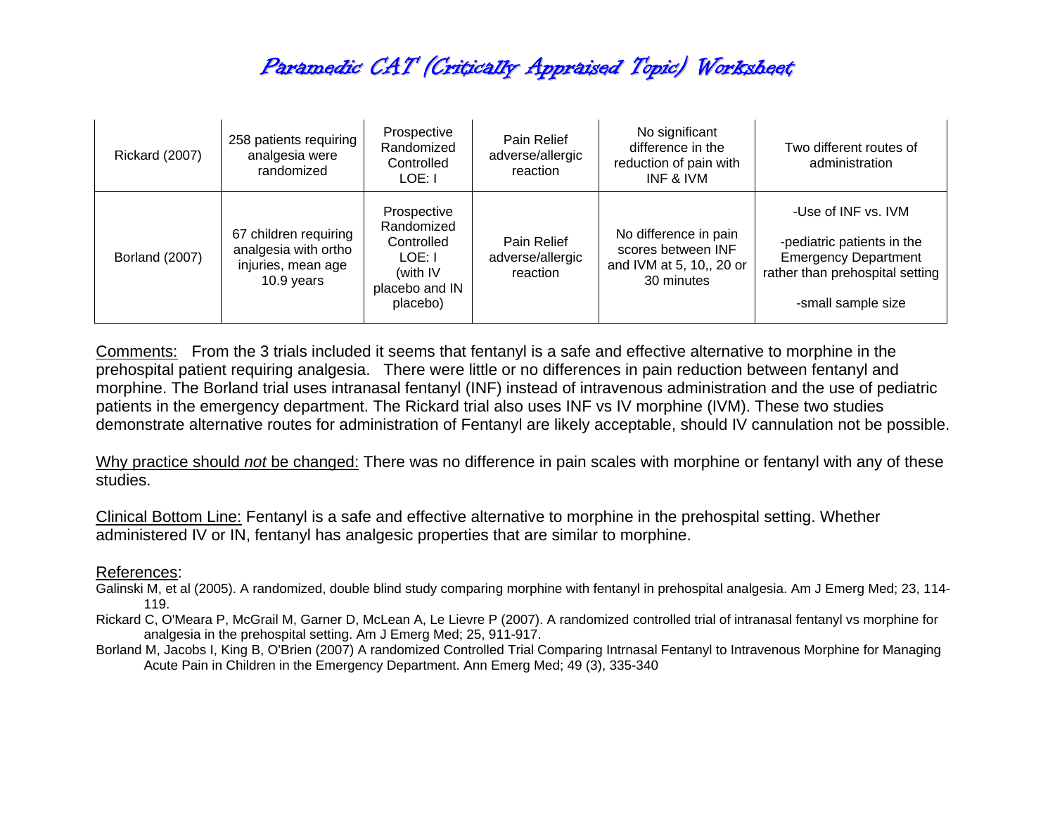# Paramedic CAT (Critically Appraised Topic) Worksheet

| | | | | | |
|---|---|---|---|---|---|
| Rickard (2007) | 258 patients requiring analgesia were randomized | Prospective Randomized Controlled LOE: I | Pain Relief adverse/allergic reaction | No significant difference in the reduction of pain with INF & IVM | Two different routes of administration |
| Borland (2007) | 67 children requiring analgesia with ortho injuries, mean age 10.9 years | Prospective Randomized Controlled LOE: I (with IV placebo and IN placebo) | Pain Relief adverse/allergic reaction | No difference in pain scores between INF and IVM at 5, 10,, 20 or 30 minutes | -Use of INF vs. IVM<br><br>-pediatric patients in the Emergency Department rather than prehospital setting<br><br>-small sample size |

Comments: From the 3 trials included it seems that fentanyl is a safe and effective alternative to morphine in the prehospital patient requiring analgesia. There were little or no differences in pain reduction between fentanyl and morphine. The Borland trial uses intranasal fentanyl (INF) instead of intravenous administration and the use of pediatric patients in the emergency department. The Rickard trial also uses INF vs IV morphine (IVM). These two studies demonstrate alternative routes for administration of Fentanyl are likely acceptable, should IV cannulation not be possible.

Why practice should *not* be changed: There was no difference in pain scales with morphine or fentanyl with any of these studies.

Clinical Bottom Line: Fentanyl is a safe and effective alternative to morphine in the prehospital setting. Whether administered IV or IN, fentanyl has analgesic properties that are similar to morphine.

References:

Galinski M, et al (2005). A randomized, double blind study comparing morphine with fentanyl in prehospital analgesia. Am J Emerg Med; 23, 114-119.

Rickard C, O'Meara P, McGrail M, Garner D, McLean A, Le Lievre P (2007). A randomized controlled trial of intranasal fentanyl vs morphine for analgesia in the prehospital setting. Am J Emerg Med; 25, 911-917.

Borland M, Jacobs I, King B, O'Brien (2007) A randomized Controlled Trial Comparing Intrnasal Fentanyl to Intravenous Morphine for Managing Acute Pain in Children in the Emergency Department. Ann Emerg Med; 49 (3), 335-340